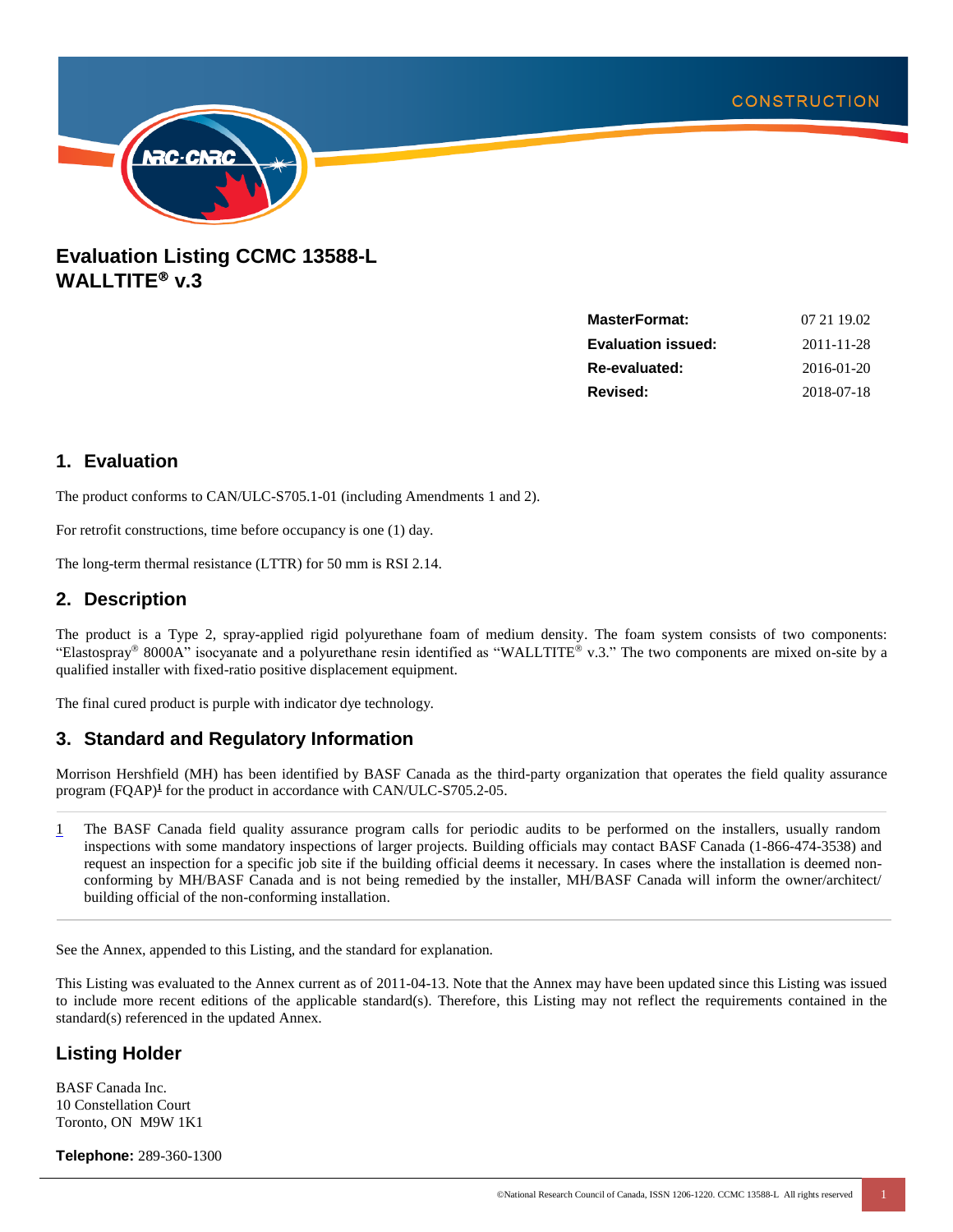# Evaluation Listing CCMC 13588-L
# WALLTITE® v.3

| | |
|---|---|
| **MasterFormat:** | 07 21 19.02 |
| **Evaluation issued:** | 2011-11-28 |
| **Re-evaluated:** | 2016-01-20 |
| **Revised:** | 2018-07-18 |

## 1. Evaluation

The product conforms to CAN/ULC-S705.1-01 (including Amendments 1 and 2).

For retrofit constructions, time before occupancy is one (1) day.

The long-term thermal resistance (LTTR) for 50 mm is RSI 2.14.

## 2. Description

The product is a Type 2, spray-applied rigid polyurethane foam of medium density. The foam system consists of two components: "Elastospray® 8000A" isocyanate and a polyurethane resin identified as "WALLTITE® v.3." The two components are mixed on-site by a qualified installer with fixed-ratio positive displacement equipment.

The final cured product is purple with indicator dye technology.

## 3. Standard and Regulatory Information

Morrison Hershfield (MH) has been identified by BASF Canada as the third-party organization that operates the field quality assurance program (FQAP)[1] for the product in accordance with CAN/ULC-S705.2-05.

---

1 The BASF Canada field quality assurance program calls for periodic audits to be performed on the installers, usually random inspections with some mandatory inspections of larger projects. Building officials may contact BASF Canada (1-866-474-3538) and request an inspection for a specific job site if the building official deems it necessary. In cases where the installation is deemed non-conforming by MH/BASF Canada and is not being remedied by the installer, MH/BASF Canada will inform the owner/architect/building official of the non-conforming installation.

---

See the Annex, appended to this Listing, and the standard for explanation.

This Listing was evaluated to the Annex current as of 2011-04-13. Note that the Annex may have been updated since this Listing was issued to include more recent editions of the applicable standard(s). Therefore, this Listing may not reflect the requirements contained in the standard(s) referenced in the updated Annex.

## Listing Holder

BASF Canada Inc.
10 Constellation Court
Toronto, ON M9W 1K1

**Telephone:** 289-360-1300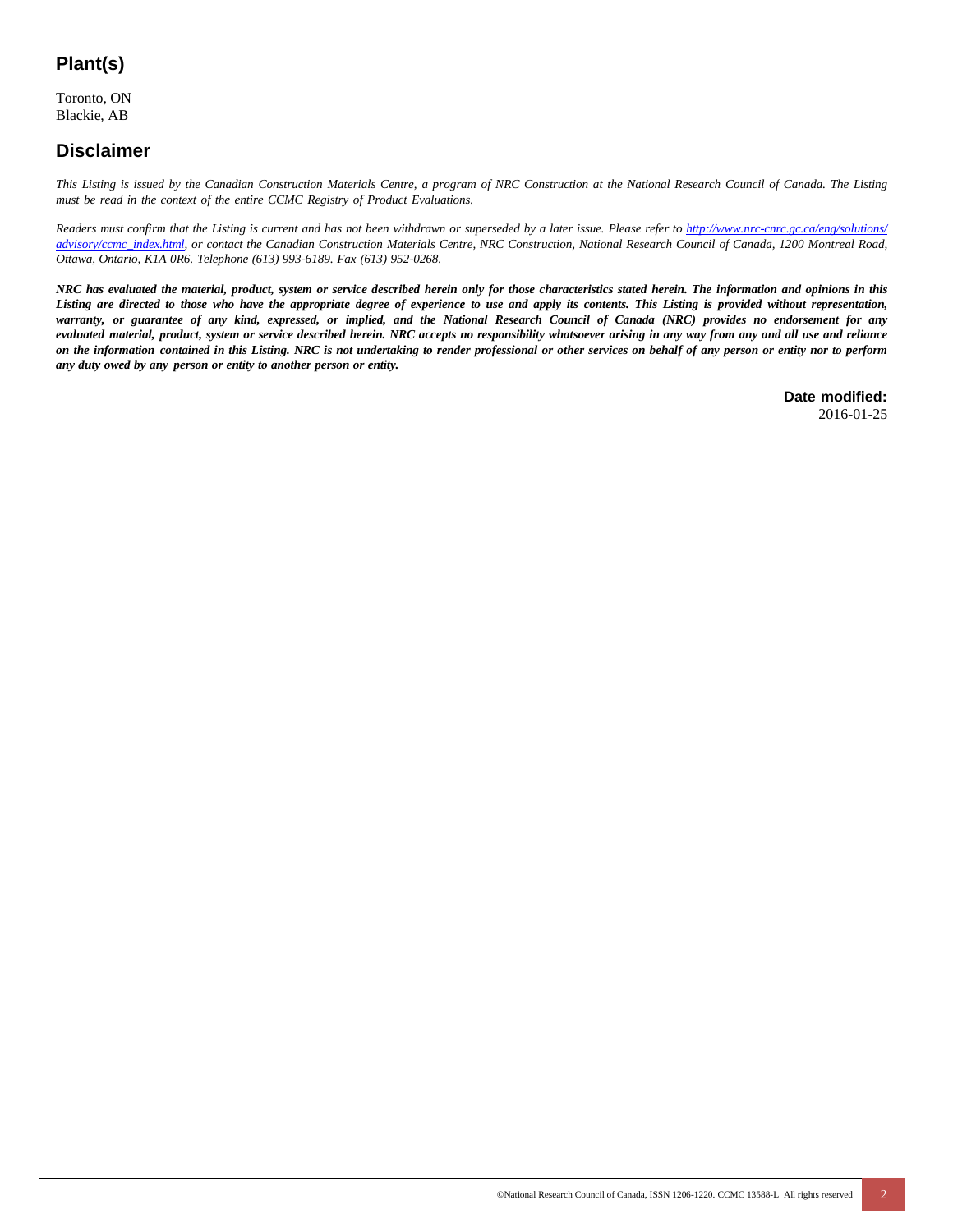## Plant(s)

Toronto, ON
Blackie, AB

## Disclaimer

*This Listing is issued by the Canadian Construction Materials Centre, a program of NRC Construction at the National Research Council of Canada. The Listing must be read in the context of the entire CCMC Registry of Product Evaluations.*

*Readers must confirm that the Listing is current and has not been withdrawn or superseded by a later issue. Please refer to [http://www.nrc-cnrc.gc.ca/eng/solutions/advisory/ccmc_index.html](http://www.nrc-cnrc.gc.ca/eng/solutions/advisory/ccmc_index.html), or contact the Canadian Construction Materials Centre, NRC Construction, National Research Council of Canada, 1200 Montreal Road, Ottawa, Ontario, K1A 0R6. Telephone (613) 993-6189. Fax (613) 952-0268.*

***NRC has evaluated the material, product, system or service described herein only for those characteristics stated herein. The information and opinions in this Listing are directed to those who have the appropriate degree of experience to use and apply its contents. This Listing is provided without representation, warranty, or guarantee of any kind, expressed, or implied, and the National Research Council of Canada (NRC) provides no endorsement for any evaluated material, product, system or service described herein. NRC accepts no responsibility whatsoever arising in any way from any and all use and reliance on the information contained in this Listing. NRC is not undertaking to render professional or other services on behalf of any person or entity nor to perform any duty owed by any person or entity to another person or entity.***

**Date modified:**
2016-01-25

©National Research Council of Canada, ISSN 1206-1220. CCMC 13588-L All rights reserved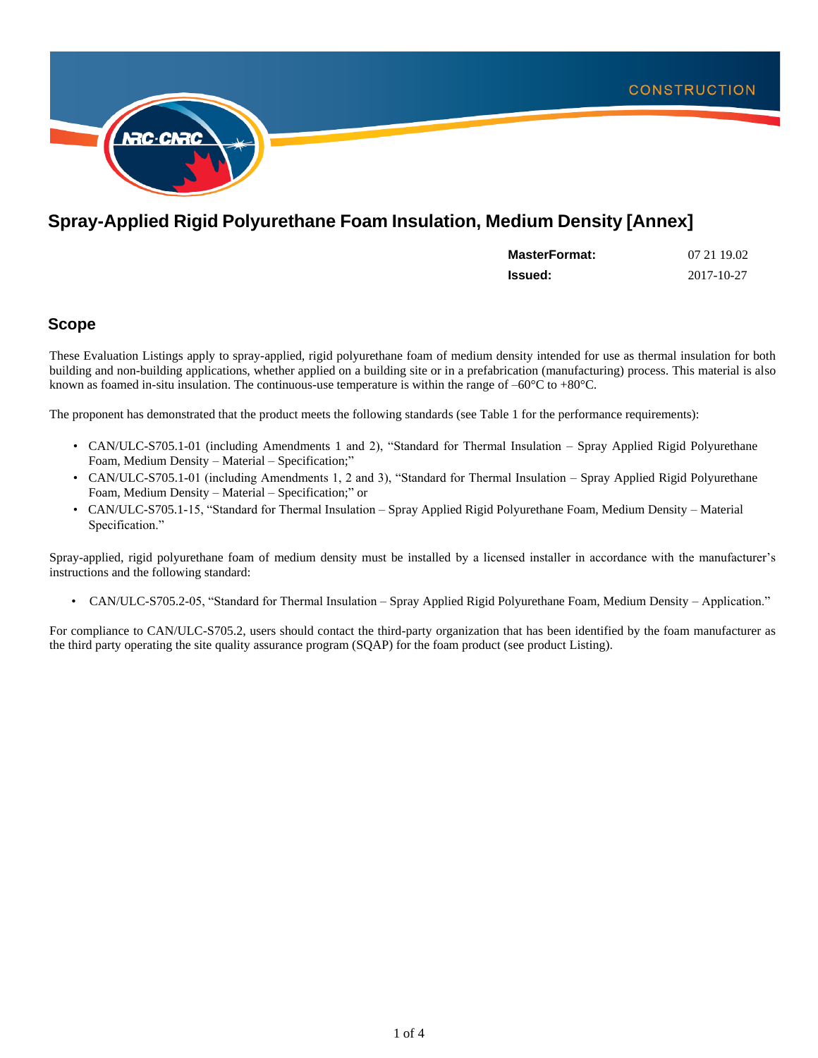# Spray-Applied Rigid Polyurethane Foam Insulation, Medium Density [Annex]

| | |
|---|---|
| **MasterFormat:** | 07 21 19.02 |
| **Issued:** | 2017-10-27 |

## Scope

These Evaluation Listings apply to spray-applied, rigid polyurethane foam of medium density intended for use as thermal insulation for both building and non-building applications, whether applied on a building site or in a prefabrication (manufacturing) process. This material is also known as foamed in-situ insulation. The continuous-use temperature is within the range of –60°C to +80°C.

The proponent has demonstrated that the product meets the following standards (see Table 1 for the performance requirements):

- CAN/ULC-S705.1-01 (including Amendments 1 and 2), "Standard for Thermal Insulation – Spray Applied Rigid Polyurethane Foam, Medium Density – Material – Specification;"
- CAN/ULC-S705.1-01 (including Amendments 1, 2 and 3), "Standard for Thermal Insulation – Spray Applied Rigid Polyurethane Foam, Medium Density – Material – Specification;" or
- CAN/ULC-S705.1-15, "Standard for Thermal Insulation – Spray Applied Rigid Polyurethane Foam, Medium Density – Material Specification."

Spray-applied, rigid polyurethane foam of medium density must be installed by a licensed installer in accordance with the manufacturer's instructions and the following standard:

- CAN/ULC-S705.2-05, "Standard for Thermal Insulation – Spray Applied Rigid Polyurethane Foam, Medium Density – Application."

For compliance to CAN/ULC-S705.2, users should contact the third-party organization that has been identified by the foam manufacturer as the third party operating the site quality assurance program (SQAP) for the foam product (see product Listing).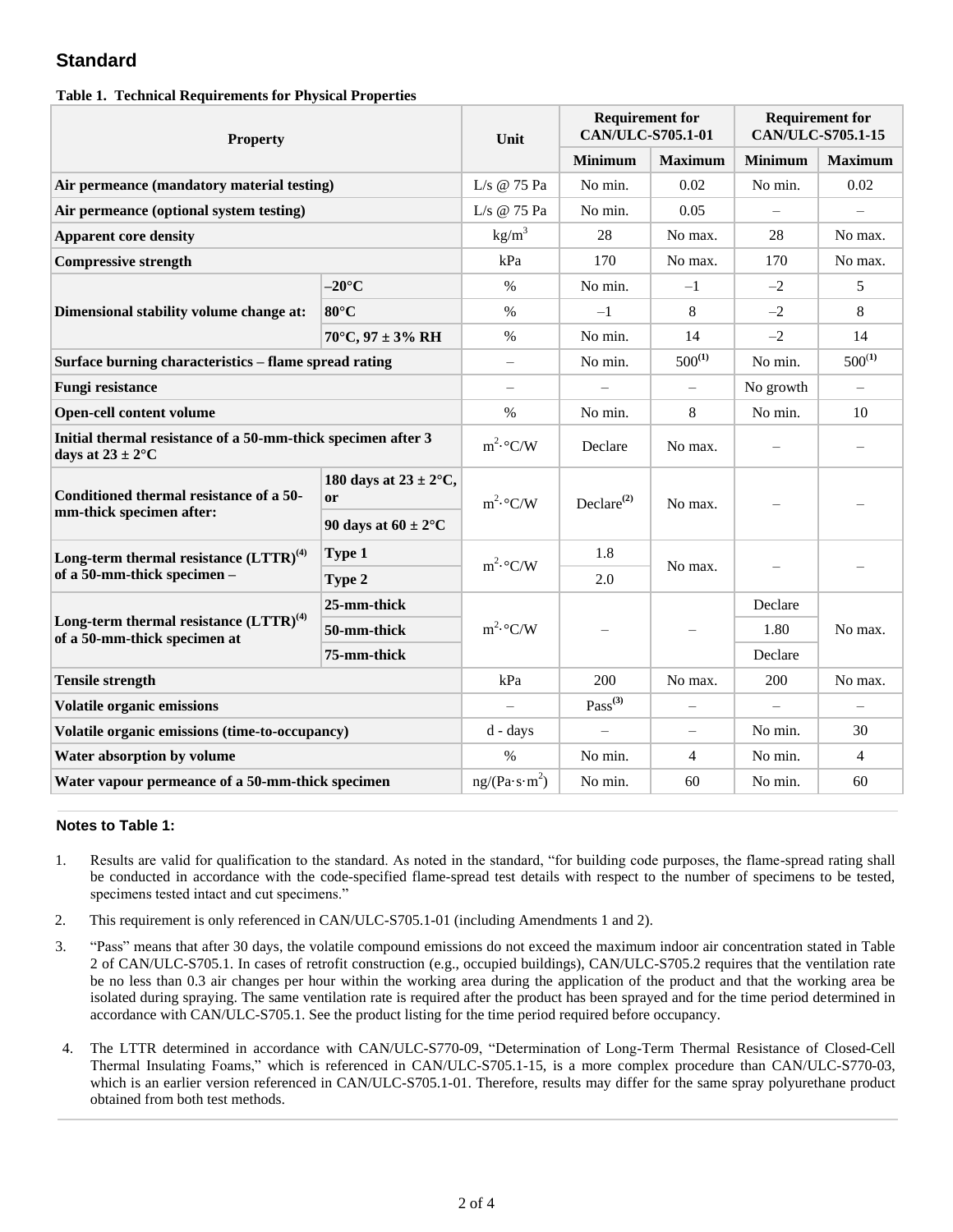## Standard

**Table 1. Technical Requirements for Physical Properties**

| Property | | Unit | Requirement for CAN/ULC-S705.1-01 | | Requirement for CAN/ULC-S705.1-15 | |
|---|---|---|---|---|---|---|
| | | | Minimum | Maximum | Minimum | Maximum |
| **Air permeance (mandatory material testing)** | | L/s @ 75 Pa | No min. | 0.02 | No min. | 0.02 |
| **Air permeance (optional system testing)** | | L/s @ 75 Pa | No min. | 0.05 | – | – |
| **Apparent core density** | | $kg/m^3$ | 28 | No max. | 28 | No max. |
| **Compressive strength** | | kPa | 170 | No max. | 170 | No max. |
| **Dimensional stability volume change at:** | **–20°C** | % | No min. | –1 | –2 | 5 |
| | **80°C** | % | –1 | 8 | –2 | 8 |
| | **70°C, 97 ± 3% RH** | % | No min. | 14 | –2 | 14 |
| **Surface burning characteristics – flame spread rating** | | – | No min. | 500[1] | No min. | 500[1] |
| **Fungi resistance** | | – | – | – | No growth | – |
| **Open-cell content volume** | | % | No min. | 8 | No min. | 10 |
| **Initial thermal resistance of a 50-mm-thick specimen after 3 days at 23 ± 2°C** | | $m^2 \cdot °C/W$ | Declare | No max. | – | – |
| **Conditioned thermal resistance of a 50-mm-thick specimen after:** | **180 days at 23 ± 2°C, or** | $m^2 \cdot °C/W$ | Declare[2] | No max. | – | – |
| | **90 days at 60 ± 2°C** | | | | | |
| **Long-term thermal resistance (LTTR)[4] of a 50-mm-thick specimen –** | **Type 1** | $m^2 \cdot °C/W$ | 1.8 | No max. | – | – |
| | **Type 2** | | 2.0 | | | |
| **Long-term thermal resistance (LTTR)[4] of a 50-mm-thick specimen at** | **25-mm-thick** | $m^2 \cdot °C/W$ | – | – | Declare | No max. |
| | **50-mm-thick** | | | | 1.80 | |
| | **75-mm-thick** | | | | Declare | |
| **Tensile strength** | | kPa | 200 | No max. | 200 | No max. |
| **Volatile organic emissions** | | – | Pass[3] | – | – | – |
| **Volatile organic emissions (time-to-occupancy)** | | d - days | – | – | No min. | 30 |
| **Water absorption by volume** | | % | No min. | 4 | No min. | 4 |
| **Water vapour permeance of a 50-mm-thick specimen** | | $ng/(Pa \cdot s \cdot m^2)$ | No min. | 60 | No min. | 60 |

**Notes to Table 1:**

1. Results are valid for qualification to the standard. As noted in the standard, "for building code purposes, the flame-spread rating shall be conducted in accordance with the code-specified flame-spread test details with respect to the number of specimens to be tested, specimens tested intact and cut specimens."
2. This requirement is only referenced in CAN/ULC-S705.1-01 (including Amendments 1 and 2).
3. "Pass" means that after 30 days, the volatile compound emissions do not exceed the maximum indoor air concentration stated in Table 2 of CAN/ULC-S705.1. In cases of retrofit construction (e.g., occupied buildings), CAN/ULC-S705.2 requires that the ventilation rate be no less than 0.3 air changes per hour within the working area during the application of the product and that the working area be isolated during spraying. The same ventilation rate is required after the product has been sprayed and for the time period determined in accordance with CAN/ULC-S705.1. See the product listing for the time period required before occupancy.
4. The LTTR determined in accordance with CAN/ULC-S770-09, "Determination of Long-Term Thermal Resistance of Closed-Cell Thermal Insulating Foams," which is referenced in CAN/ULC-S705.1-15, is a more complex procedure than CAN/ULC-S770-03, which is an earlier version referenced in CAN/ULC-S705.1-01. Therefore, results may differ for the same spray polyurethane product obtained from both test methods.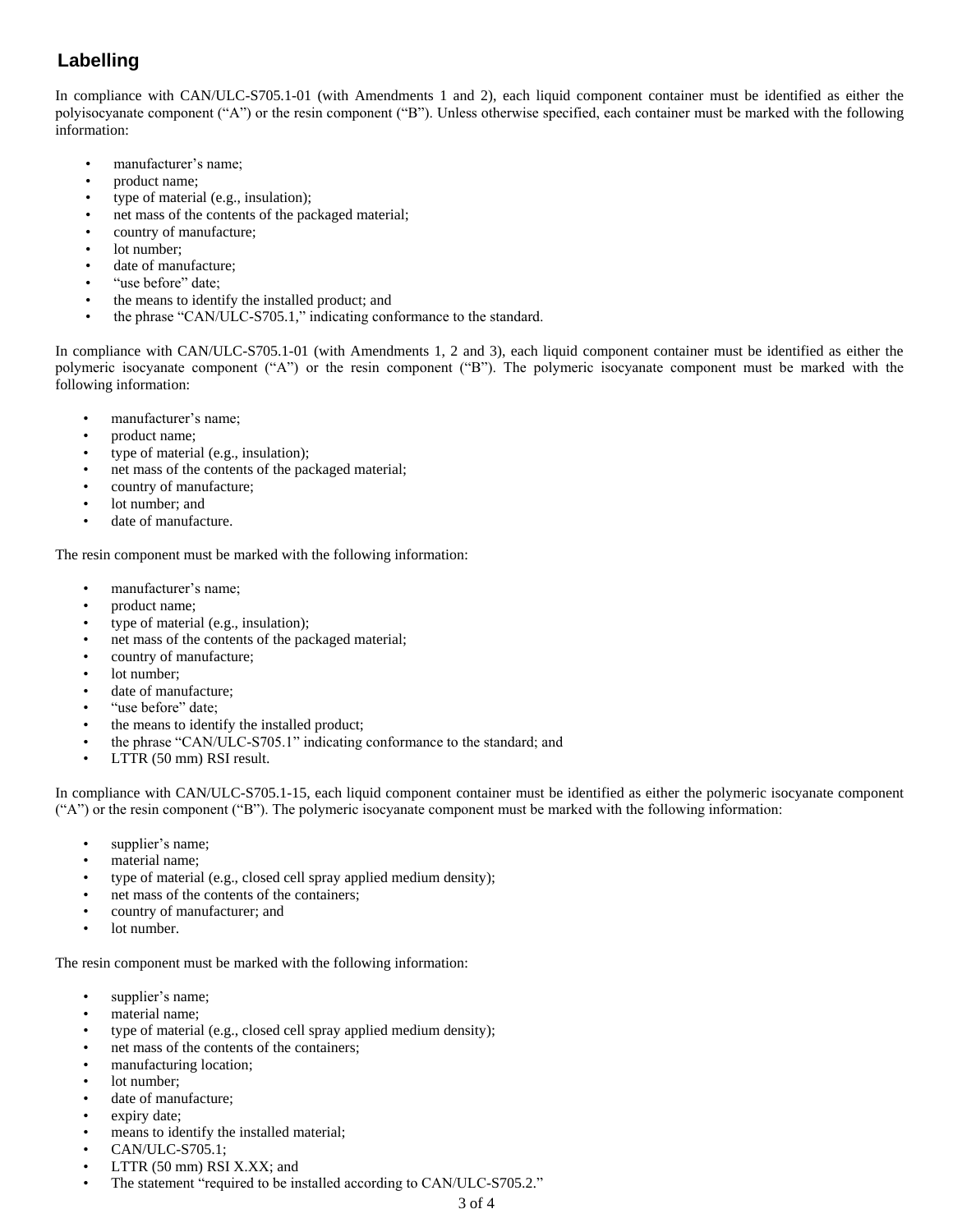## Labelling

In compliance with CAN/ULC-S705.1-01 (with Amendments 1 and 2), each liquid component container must be identified as either the polyisocyanate component (“A”) or the resin component (“B”). Unless otherwise specified, each container must be marked with the following information:

- manufacturer’s name;
- product name;
- type of material (e.g., insulation);
- net mass of the contents of the packaged material;
- country of manufacture;
- lot number;
- date of manufacture;
- “use before” date;
- the means to identify the installed product; and
- the phrase “CAN/ULC-S705.1,” indicating conformance to the standard.

In compliance with CAN/ULC-S705.1-01 (with Amendments 1, 2 and 3), each liquid component container must be identified as either the polymeric isocyanate component (“A”) or the resin component (“B”). The polymeric isocyanate component must be marked with the following information:

- manufacturer’s name;
- product name;
- type of material (e.g., insulation);
- net mass of the contents of the packaged material;
- country of manufacture;
- lot number; and
- date of manufacture.

The resin component must be marked with the following information:

- manufacturer’s name;
- product name;
- type of material (e.g., insulation);
- net mass of the contents of the packaged material;
- country of manufacture;
- lot number;
- date of manufacture;
- “use before” date;
- the means to identify the installed product;
- the phrase “CAN/ULC-S705.1” indicating conformance to the standard; and
- LTTR (50 mm) RSI result.

In compliance with CAN/ULC-S705.1-15, each liquid component container must be identified as either the polymeric isocyanate component (“A”) or the resin component (“B”). The polymeric isocyanate component must be marked with the following information:

- supplier’s name;
- material name;
- type of material (e.g., closed cell spray applied medium density);
- net mass of the contents of the containers;
- country of manufacturer; and
- lot number.

The resin component must be marked with the following information:

- supplier’s name;
- material name;
- type of material (e.g., closed cell spray applied medium density);
- net mass of the contents of the containers;
- manufacturing location;
- lot number;
- date of manufacture;
- expiry date;
- means to identify the installed material;
- CAN/ULC-S705.1;
- LTTR (50 mm) RSI X.XX; and
- The statement “required to be installed according to CAN/ULC-S705.2.”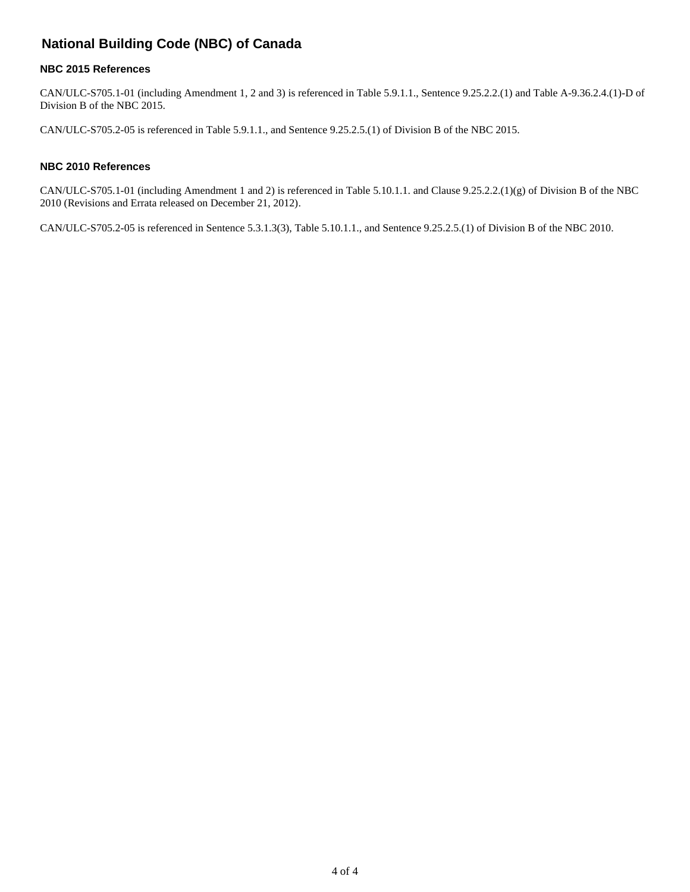# National Building Code (NBC) of Canada

### NBC 2015 References

CAN/ULC-S705.1-01 (including Amendment 1, 2 and 3) is referenced in Table 5.9.1.1., Sentence 9.25.2.2.(1) and Table A-9.36.2.4.(1)-D of Division B of the NBC 2015.

CAN/ULC-S705.2-05 is referenced in Table 5.9.1.1., and Sentence 9.25.2.5.(1) of Division B of the NBC 2015.

### NBC 2010 References

CAN/ULC-S705.1-01 (including Amendment 1 and 2) is referenced in Table 5.10.1.1. and Clause 9.25.2.2.(1)(g) of Division B of the NBC 2010 (Revisions and Errata released on December 21, 2012).

CAN/ULC-S705.2-05 is referenced in Sentence 5.3.1.3(3), Table 5.10.1.1., and Sentence 9.25.2.5.(1) of Division B of the NBC 2010.